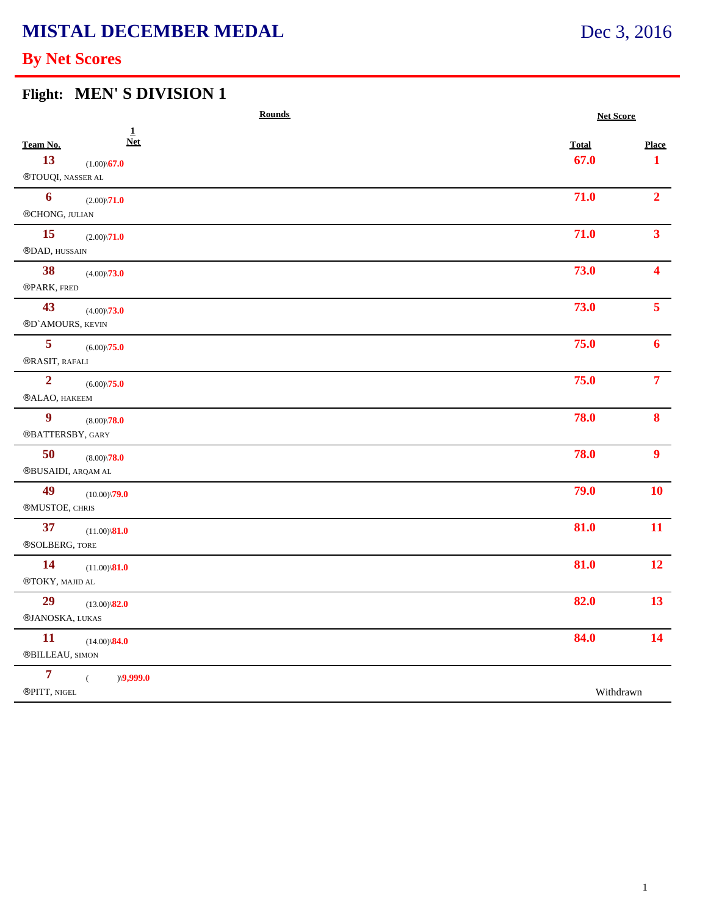# MISTAL DECEMBER MEDAL

Dec 3, 2016

## By Net Scores

### Flight: MEN' S DIVISION 1

| Team No. | Rounds 1 Net | Net Score Total | Place |
|---|---|---|---|
| 13 ®TOUQI, NASSER AL | (1.00)\67.0 | 67.0 | 1 |
| 6 ®CHONG, JULIAN | (2.00)\71.0 | 71.0 | 2 |
| 15 ®DAD, HUSSAIN | (2.00)\71.0 | 71.0 | 3 |
| 38 ®PARK, FRED | (4.00)\73.0 | 73.0 | 4 |
| 43 ®D`AMOURS, KEVIN | (4.00)\73.0 | 73.0 | 5 |
| 5 ®RASIT, RAFALI | (6.00)\75.0 | 75.0 | 6 |
| 2 ®ALAO, HAKEEM | (6.00)\75.0 | 75.0 | 7 |
| 9 ®BATTERSBY, GARY | (8.00)\78.0 | 78.0 | 8 |
| 50 ®BUSAIDI, ARQAM AL | (8.00)\78.0 | 78.0 | 9 |
| 49 ®MUSTOE, CHRIS | (10.00)\79.0 | 79.0 | 10 |
| 37 ®SOLBERG, TORE | (11.00)\81.0 | 81.0 | 11 |
| 14 ®TOKY, MAJID AL | (11.00)\81.0 | 81.0 | 12 |
| 29 ®JANOSKA, LUKAS | (13.00)\82.0 | 82.0 | 13 |
| 11 ®BILLEAU, SIMON | (14.00)\84.0 | 84.0 | 14 |
| 7 ®PITT, NIGEL | ( )\9,999.0 | Withdrawn | |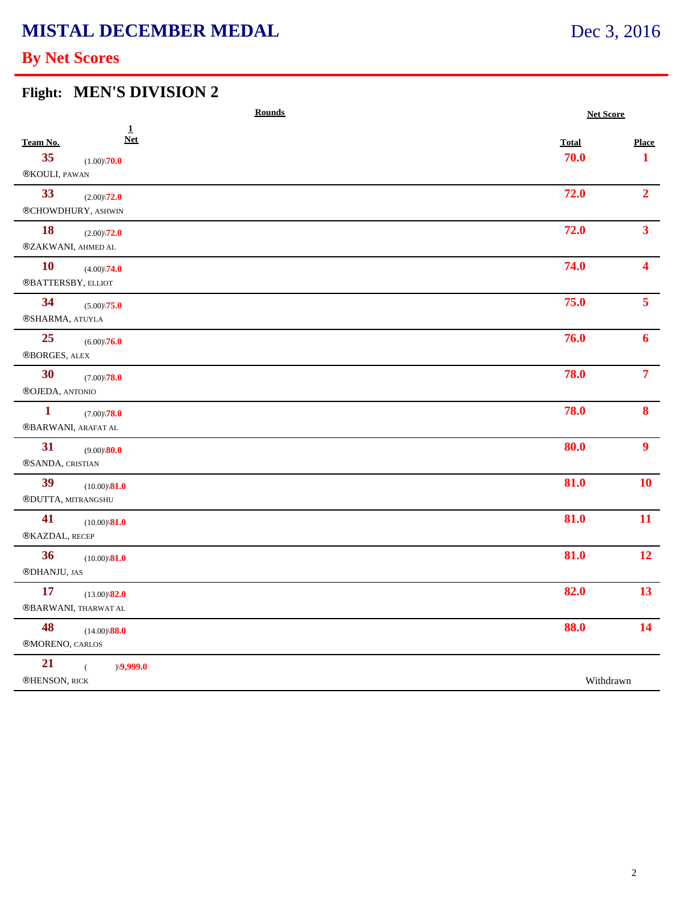# MISTAL DECEMBER MEDAL

Dec 3, 2016

## By Net Scores

### Flight: MEN'S DIVISION 2

| Team No. | Rounds 1 Net | Net Score Total | Place |
|---|---|---|---|
| 35 ®KOULI, PAWAN | (1.00)\70.0 | 70.0 | 1 |
| 33 ®CHOWDHURY, ASHWIN | (2.00)\72.0 | 72.0 | 2 |
| 18 ®ZAKWANI, AHMED AL | (2.00)\72.0 | 72.0 | 3 |
| 10 ®BATTERSBY, ELLIOT | (4.00)\74.0 | 74.0 | 4 |
| 34 ®SHARMA, ATUYLA | (5.00)\75.0 | 75.0 | 5 |
| 25 ®BORGES, ALEX | (6.00)\76.0 | 76.0 | 6 |
| 30 ®OJEDA, ANTONIO | (7.00)\78.0 | 78.0 | 7 |
| 1 ®BARWANI, ARAFAT AL | (7.00)\78.0 | 78.0 | 8 |
| 31 ®SANDA, CRISTIAN | (9.00)\80.0 | 80.0 | 9 |
| 39 ®DUTTA, MITRANGSHU | (10.00)\81.0 | 81.0 | 10 |
| 41 ®KAZDAL, RECEP | (10.00)\81.0 | 81.0 | 11 |
| 36 ®DHANJU, JAS | (10.00)\81.0 | 81.0 | 12 |
| 17 ®BARWANI, THARWAT AL | (13.00)\82.0 | 82.0 | 13 |
| 48 ®MORENO, CARLOS | (14.00)\88.0 | 88.0 | 14 |
| 21 ®HENSON, RICK | ( )\9,999.0 | Withdrawn | |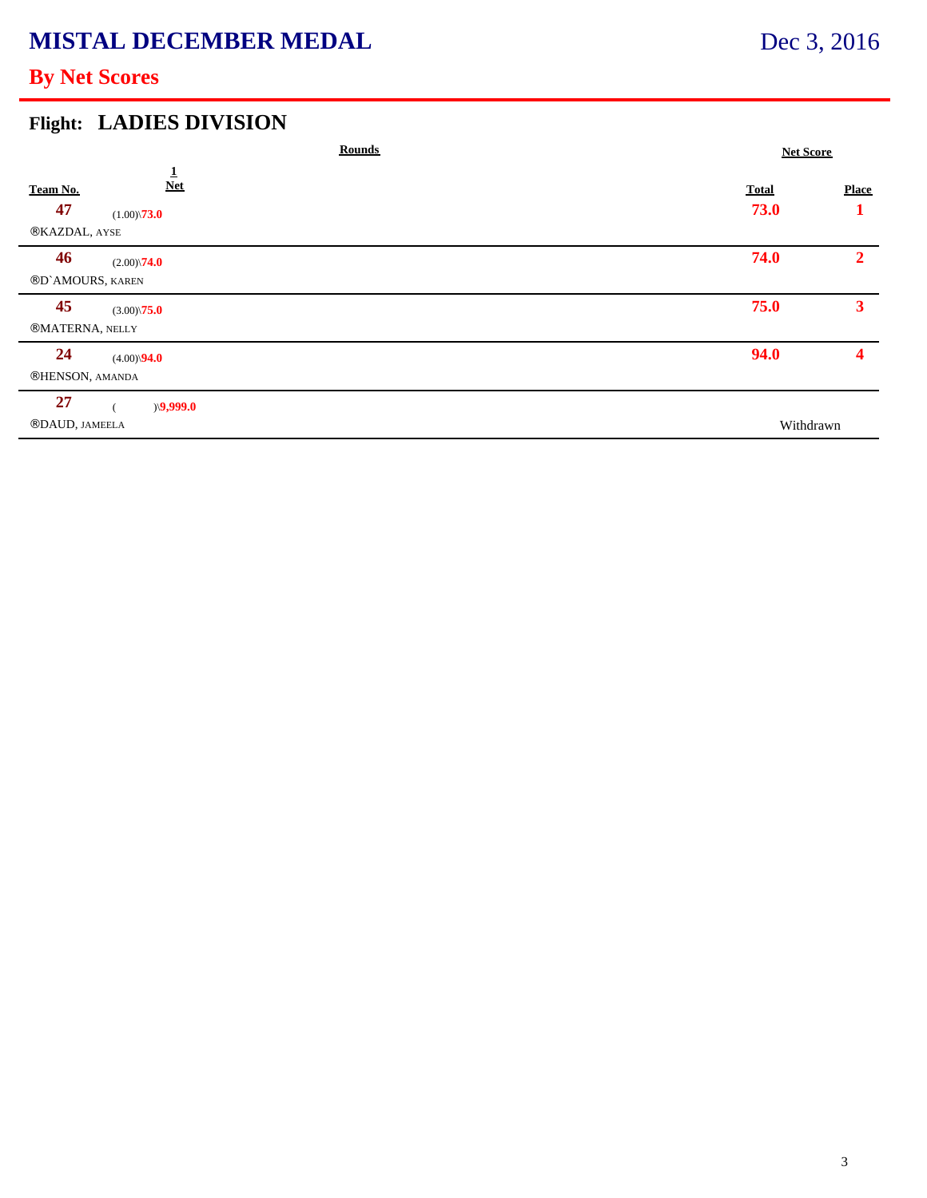# MISTAL DECEMBER MEDAL

Dec 3, 2016

## By Net Scores

### Flight: LADIES DIVISION

| Team No. | Rounds 1 Net | Net Score Total | Place |
|---|---|---|---|
| 47 ®KAZDAL, AYSE | (1.00)\73.0 | 73.0 | 1 |
| 46 ®D`AMOURS, KAREN | (2.00)\74.0 | 74.0 | 2 |
| 45 ®MATERNA, NELLY | (3.00)\75.0 | 75.0 | 3 |
| 24 ®HENSON, AMANDA | (4.00)\94.0 | 94.0 | 4 |
| 27 ®DAUD, JAMEELA | ( )\9,999.0 | Withdrawn | |